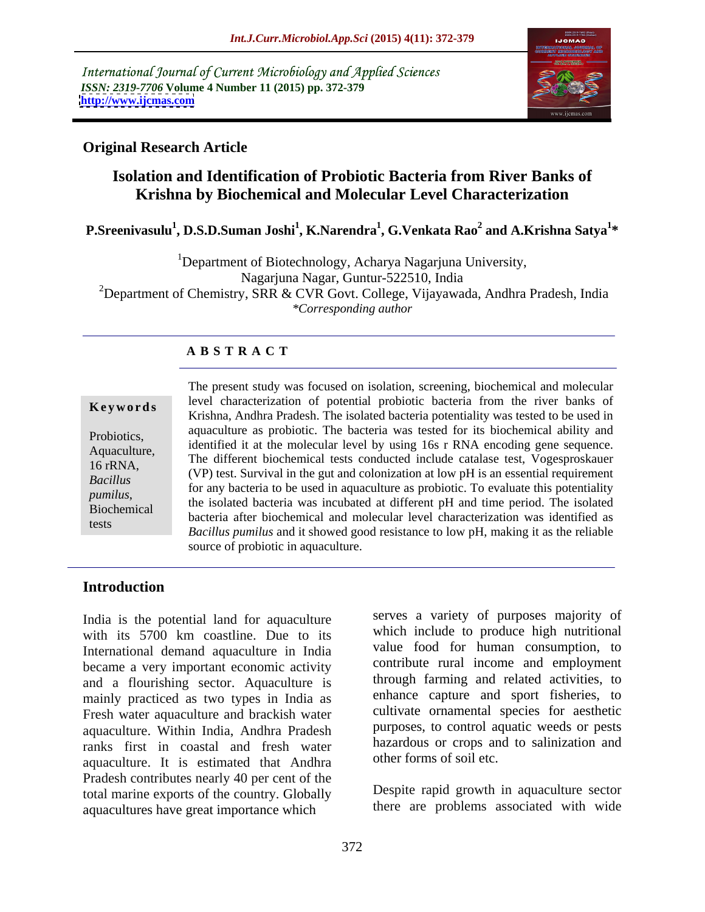International Journal of Current Microbiology and Applied Sciences
*ISSN: 2319-7706* **Volume 4 Number 11 (2015) pp. 372-379**
**http://www.ijcmas.com**

**Original Research Article**

# Isolation and Identification of Probiotic Bacteria from River Banks of Krishna by Biochemical and Molecular Level Characterization

**P.Sreenivasulu[1], D.S.D.Suman Joshi[1], K.Narendra[1], G.Venkata Rao[2] and A.Krishna Satya[1]\***

[1]Department of Biotechnology, Acharya Nagarjuna University, Nagarjuna Nagar, Guntur-522510, India
[2]Department of Chemistry, SRR & CVR Govt. College, Vijayawada, Andhra Pradesh, India
*\*Corresponding author*

## ABSTRACT

**Keywords**

Probiotics, Aquaculture, 16 rRNA, *Bacillus pumilus*, Biochemical tests

The present study was focused on isolation, screening, biochemical and molecular level characterization of potential probiotic bacteria from the river banks of Krishna, Andhra Pradesh. The isolated bacteria potentiality was tested to be used in aquaculture as probiotic. The bacteria was tested for its biochemical ability and identified it at the molecular level by using 16s r RNA encoding gene sequence. The different biochemical tests conducted include catalase test, Vogesproskauer (VP) test. Survival in the gut and colonization at low pH is an essential requirement for any bacteria to be used in aquaculture as probiotic. To evaluate this potentiality the isolated bacteria was incubated at different pH and time period. The isolated bacteria after biochemical and molecular level characterization was identified as *Bacillus pumilus* and it showed good resistance to low pH, making it as the reliable source of probiotic in aquaculture.

## Introduction

India is the potential land for aquaculture with its 5700 km coastline. Due to its International demand aquaculture in India became a very important economic activity and a flourishing sector. Aquaculture is mainly practiced as two types in India as Fresh water aquaculture and brackish water aquaculture. Within India, Andhra Pradesh ranks first in coastal and fresh water aquaculture. It is estimated that Andhra Pradesh contributes nearly 40 per cent of the total marine exports of the country. Globally aquacultures have great importance which serves a variety of purposes majority of which include to produce high nutritional value food for human consumption, to contribute rural income and employment through farming and related activities, to enhance capture and sport fisheries, to cultivate ornamental species for aesthetic purposes, to control aquatic weeds or pests hazardous or crops and to salinization and other forms of soil etc.

Despite rapid growth in aquaculture sector there are problems associated with wide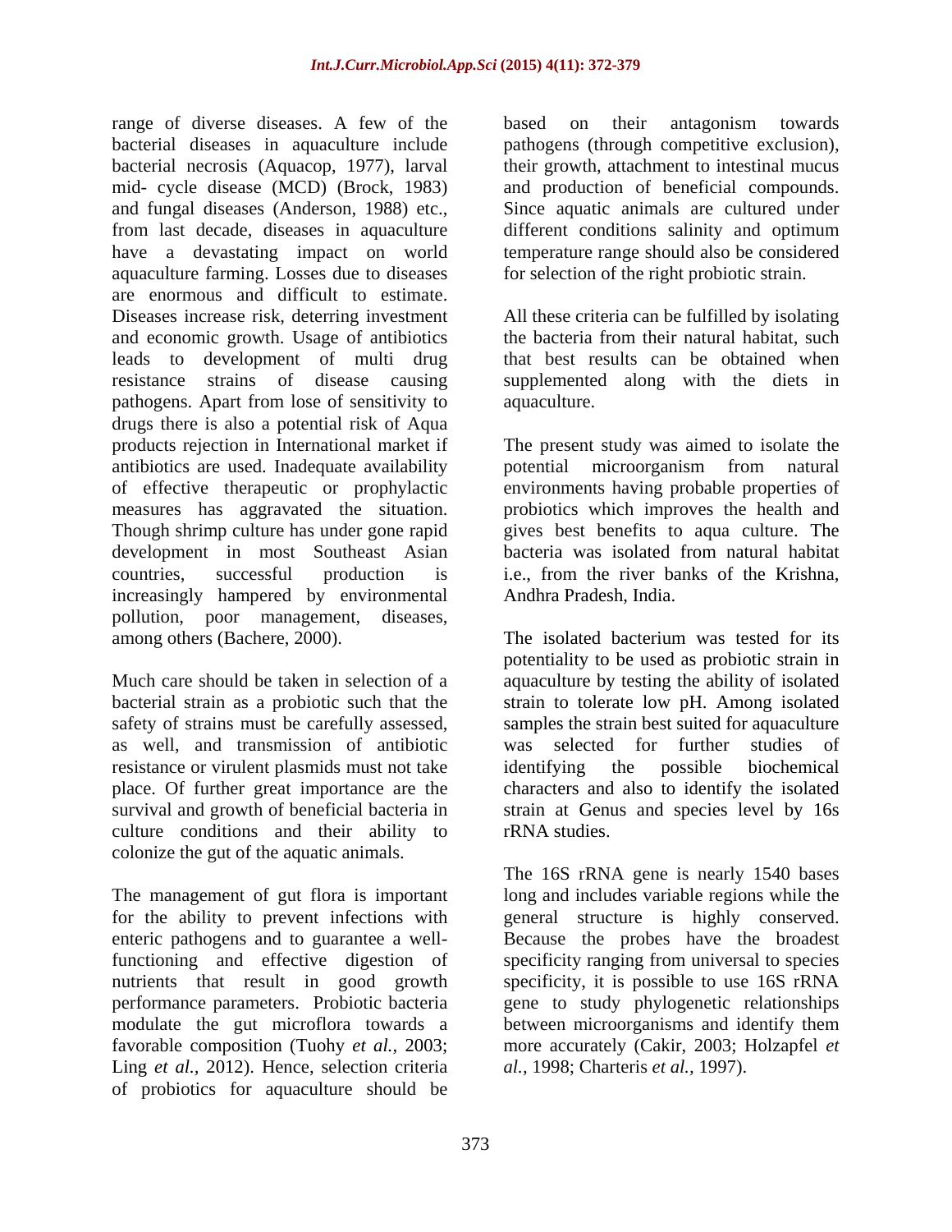range of diverse diseases. A few of the bacterial diseases in aquaculture include bacterial necrosis (Aquacop, 1977), larval mid- cycle disease (MCD) (Brock, 1983) and fungal diseases (Anderson, 1988) etc., from last decade, diseases in aquaculture have a devastating impact on world aquaculture farming. Losses due to diseases are enormous and difficult to estimate. Diseases increase risk, deterring investment and economic growth. Usage of antibiotics leads to development of multi drug resistance strains of disease causing pathogens. Apart from lose of sensitivity to drugs there is also a potential risk of Aqua products rejection in International market if antibiotics are used. Inadequate availability of effective therapeutic or prophylactic measures has aggravated the situation. Though shrimp culture has under gone rapid development in most Southeast Asian countries, successful production is increasingly hampered by environmental pollution, poor management, diseases, among others (Bachere, 2000).

Much care should be taken in selection of a bacterial strain as a probiotic such that the safety of strains must be carefully assessed, as well, and transmission of antibiotic resistance or virulent plasmids must not take place. Of further great importance are the survival and growth of beneficial bacteria in culture conditions and their ability to colonize the gut of the aquatic animals.

The management of gut flora is important for the ability to prevent infections with enteric pathogens and to guarantee a well-functioning and effective digestion of nutrients that result in good growth performance parameters. Probiotic bacteria modulate the gut microflora towards a favorable composition (Tuohy *et al.,* 2003; Ling *et al.,* 2012). Hence, selection criteria of probiotics for aquaculture should be based on their antagonism towards pathogens (through competitive exclusion), their growth, attachment to intestinal mucus and production of beneficial compounds. Since aquatic animals are cultured under different conditions salinity and optimum temperature range should also be considered for selection of the right probiotic strain.

All these criteria can be fulfilled by isolating the bacteria from their natural habitat, such that best results can be obtained when supplemented along with the diets in aquaculture.

The present study was aimed to isolate the potential microorganism from natural environments having probable properties of probiotics which improves the health and gives best benefits to aqua culture. The bacteria was isolated from natural habitat i.e., from the river banks of the Krishna, Andhra Pradesh, India.

The isolated bacterium was tested for its potentiality to be used as probiotic strain in aquaculture by testing the ability of isolated strain to tolerate low pH. Among isolated samples the strain best suited for aquaculture was selected for further studies of identifying the possible biochemical characters and also to identify the isolated strain at Genus and species level by 16s rRNA studies.

The 16S rRNA gene is nearly 1540 bases long and includes variable regions while the general structure is highly conserved. Because the probes have the broadest specificity ranging from universal to species specificity, it is possible to use 16S rRNA gene to study phylogenetic relationships between microorganisms and identify them more accurately (Cakir, 2003; Holzapfel *et al.,* 1998; Charteris *et al.,* 1997).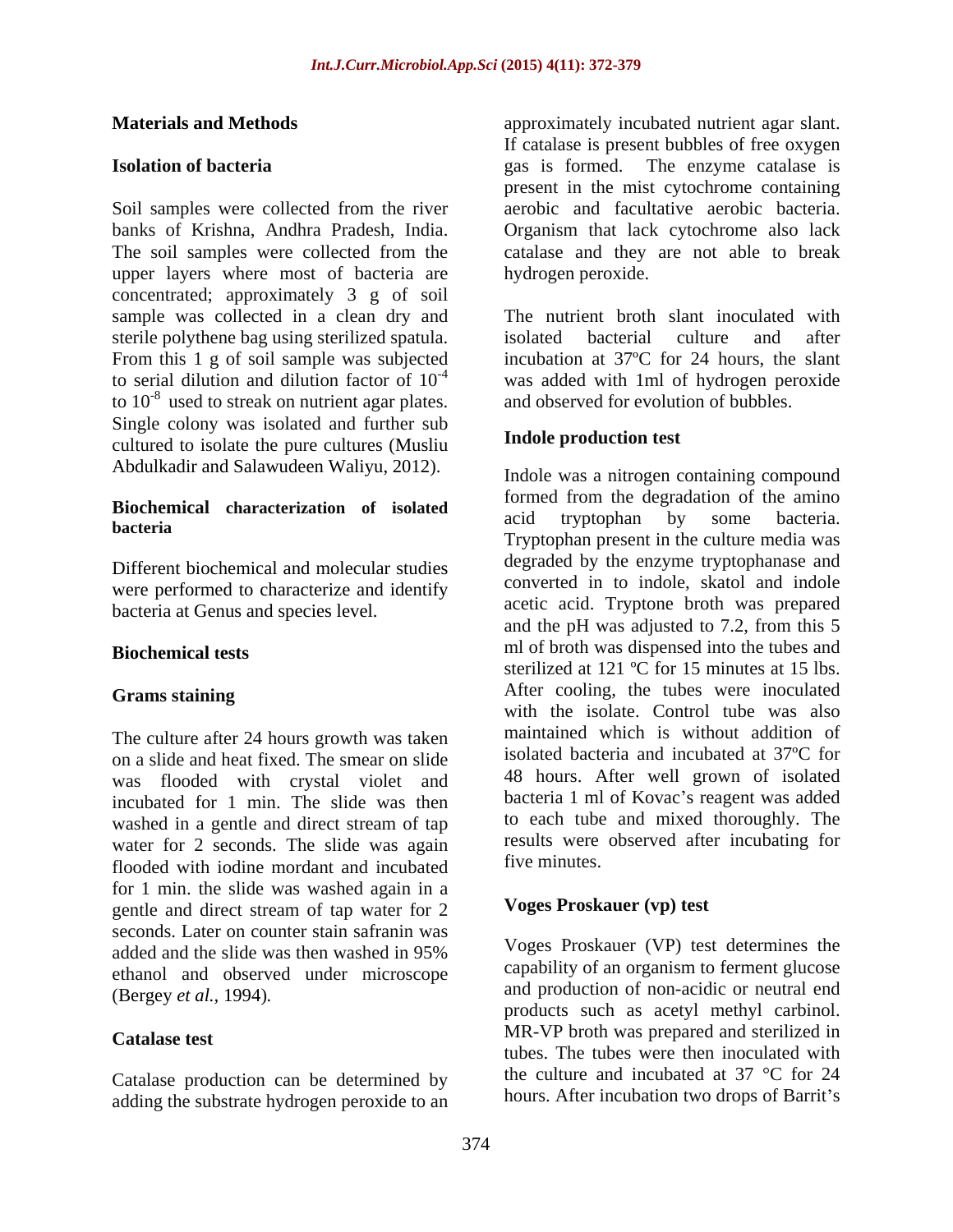## Materials and Methods

### Isolation of bacteria

Soil samples were collected from the river banks of Krishna, Andhra Pradesh, India. The soil samples were collected from the upper layers where most of bacteria are concentrated; approximately 3 g of soil sample was collected in a clean dry and sterile polythene bag using sterilized spatula. From this 1 g of soil sample was subjected to serial dilution and dilution factor of $10^{-4}$ to $10^{-8}$ used to streak on nutrient agar plates. Single colony was isolated and further sub cultured to isolate the pure cultures (Musliu Abdulkadir and Salawudeen Waliyu, 2012).

### Biochemical characterization of isolated bacteria

Different biochemical and molecular studies were performed to characterize and identify bacteria at Genus and species level.

### Biochemical tests

### Grams staining

The culture after 24 hours growth was taken on a slide and heat fixed. The smear on slide was flooded with crystal violet and incubated for 1 min. The slide was then washed in a gentle and direct stream of tap water for 2 seconds. The slide was again flooded with iodine mordant and incubated for 1 min. the slide was washed again in a gentle and direct stream of tap water for 2 seconds. Later on counter stain safranin was added and the slide was then washed in 95% ethanol and observed under microscope (Bergey *et al.,* 1994).

### Catalase test

Catalase production can be determined by adding the substrate hydrogen peroxide to an approximately incubated nutrient agar slant. If catalase is present bubbles of free oxygen gas is formed. The enzyme catalase is present in the mist cytochrome containing aerobic and facultative aerobic bacteria. Organism that lack cytochrome also lack catalase and they are not able to break hydrogen peroxide.

The nutrient broth slant inoculated with isolated bacterial culture and after incubation at 37ºC for 24 hours, the slant was added with 1ml of hydrogen peroxide and observed for evolution of bubbles.

### Indole production test

Indole was a nitrogen containing compound formed from the degradation of the amino acid tryptophan by some bacteria. Tryptophan present in the culture media was degraded by the enzyme tryptophanase and converted in to indole, skatol and indole acetic acid. Tryptone broth was prepared and the pH was adjusted to 7.2, from this 5 ml of broth was dispensed into the tubes and sterilized at 121 ºC for 15 minutes at 15 lbs. After cooling, the tubes were inoculated with the isolate. Control tube was also maintained which is without addition of isolated bacteria and incubated at 37ºC for 48 hours. After well grown of isolated bacteria 1 ml of Kovac's reagent was added to each tube and mixed thoroughly. The results were observed after incubating for five minutes.

### Voges Proskauer (vp) test

Voges Proskauer (VP) test determines the capability of an organism to ferment glucose and production of non-acidic or neutral end products such as acetyl methyl carbinol. MR-VP broth was prepared and sterilized in tubes. The tubes were then inoculated with the culture and incubated at 37 °C for 24 hours. After incubation two drops of Barrit's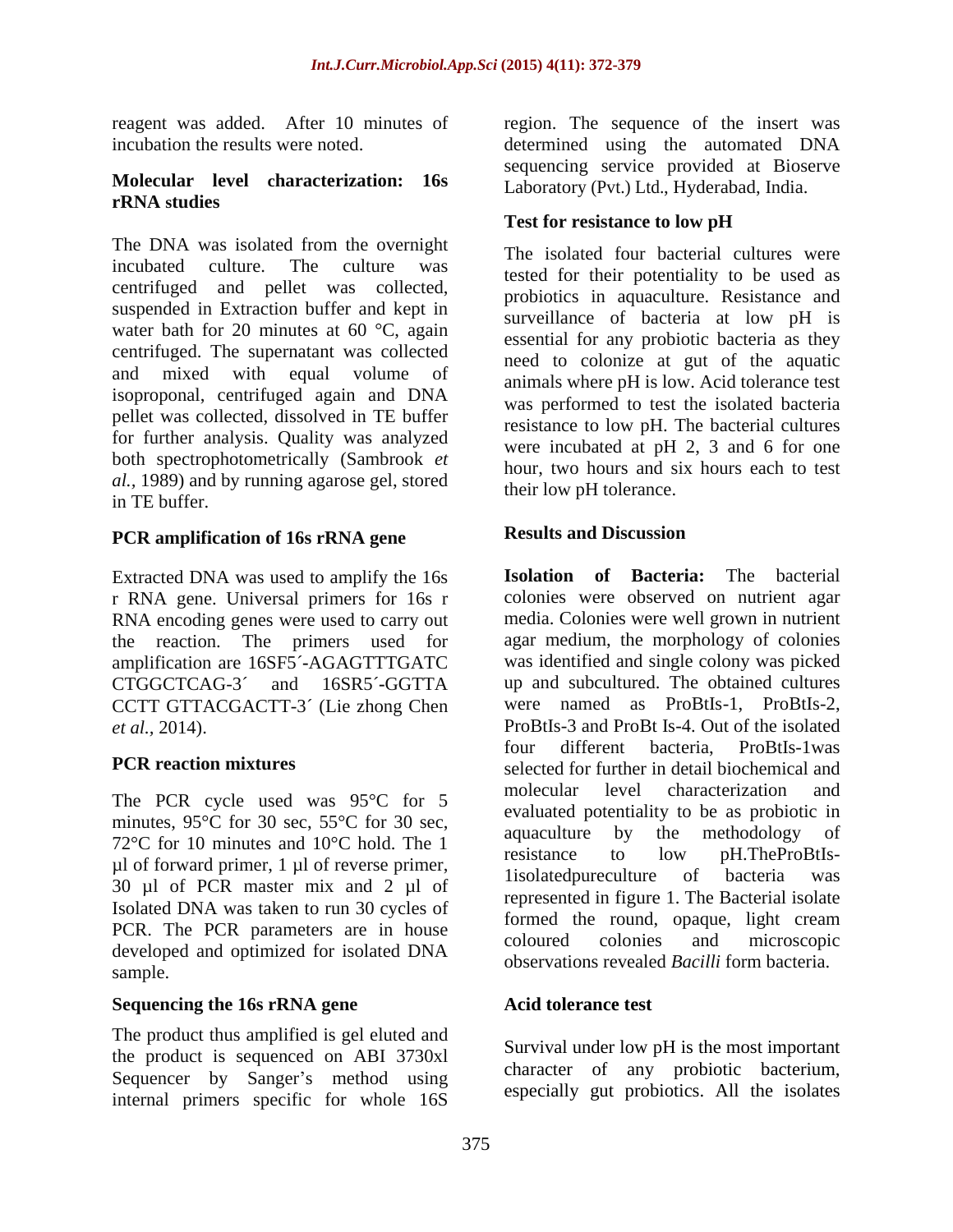reagent was added. After 10 minutes of incubation the results were noted.

### Molecular level characterization: 16s rRNA studies

The DNA was isolated from the overnight incubated culture. The culture was centrifuged and pellet was collected, suspended in Extraction buffer and kept in water bath for 20 minutes at 60 °C, again centrifuged. The supernatant was collected and mixed with equal volume of isoproponal, centrifuged again and DNA pellet was collected, dissolved in TE buffer for further analysis. Quality was analyzed both spectrophotometrically (Sambrook *et al.*, 1989) and by running agarose gel, stored in TE buffer.

### PCR amplification of 16s rRNA gene

Extracted DNA was used to amplify the 16s r RNA gene. Universal primers for 16s r RNA encoding genes were used to carry out the reaction. The primers used for amplification are 16SF5´-AGAGTTTGATC CTGGCTCAG-3´ and 16SR5´-GGTTA CCTT GTTACGACTT-3´ (Lie zhong Chen *et al.,* 2014).

### PCR reaction mixtures

The PCR cycle used was 95°C for 5 minutes, 95°C for 30 sec, 55°C for 30 sec, 72°C for 10 minutes and 10°C hold. The 1 µl of forward primer, 1 µl of reverse primer, 30 µl of PCR master mix and 2 µl of Isolated DNA was taken to run 30 cycles of PCR. The PCR parameters are in house developed and optimized for isolated DNA sample.

### Sequencing the 16s rRNA gene

The product thus amplified is gel eluted and the product is sequenced on ABI 3730xl Sequencer by Sanger's method using internal primers specific for whole 16S region. The sequence of the insert was determined using the automated DNA sequencing service provided at Bioserve Laboratory (Pvt.) Ltd., Hyderabad, India.

### Test for resistance to low pH

The isolated four bacterial cultures were tested for their potentiality to be used as probiotics in aquaculture. Resistance and surveillance of bacteria at low pH is essential for any probiotic bacteria as they need to colonize at gut of the aquatic animals where pH is low. Acid tolerance test was performed to test the isolated bacteria resistance to low pH. The bacterial cultures were incubated at pH 2, 3 and 6 for one hour, two hours and six hours each to test their low pH tolerance.

## Results and Discussion

**Isolation of Bacteria:** The bacterial colonies were observed on nutrient agar media. Colonies were well grown in nutrient agar medium, the morphology of colonies was identified and single colony was picked up and subcultured. The obtained cultures were named as ProBtIs-1, ProBtIs-2, ProBtIs-3 and ProBt Is-4. Out of the isolated four different bacteria, ProBtIs-1was selected for further in detail biochemical and molecular level characterization and evaluated potentiality to be as probiotic in aquaculture by the methodology of resistance to low pH.TheProBtIs-1isolatedpureculture of bacteria was represented in figure 1. The Bacterial isolate formed the round, opaque, light cream coloured colonies and microscopic observations revealed *Bacilli* form bacteria.

### Acid tolerance test

Survival under low pH is the most important character of any probiotic bacterium, especially gut probiotics. All the isolates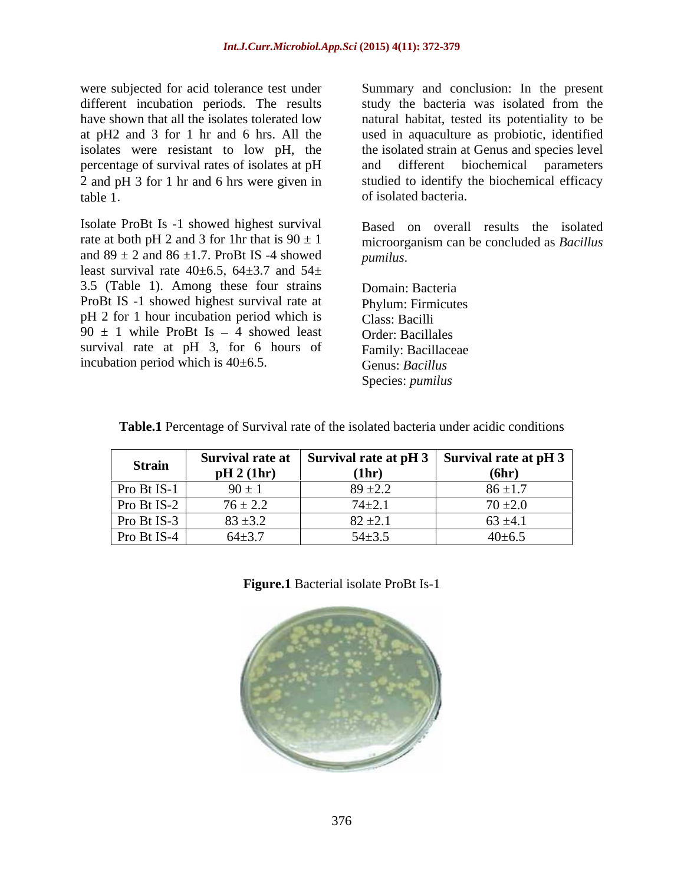were subjected for acid tolerance test under different incubation periods. The results have shown that all the isolates tolerated low at pH2 and 3 for 1 hr and 6 hrs. All the isolates were resistant to low pH, the percentage of survival rates of isolates at pH 2 and pH 3 for 1 hr and 6 hrs were given in table 1.

Isolate ProBt Is -1 showed highest survival rate at both pH 2 and 3 for 1hr that is 90 ± 1 and 89 ± 2 and 86 ±1.7. ProBt IS -4 showed least survival rate 40±6.5, 64±3.7 and 54± 3.5 (Table 1). Among these four strains ProBt IS -1 showed highest survival rate at pH 2 for 1 hour incubation period which is 90 ± 1 while ProBt Is – 4 showed least survival rate at pH 3, for 6 hours of incubation period which is 40±6.5.

Summary and conclusion: In the present study the bacteria was isolated from the natural habitat, tested its potentiality to be used in aquaculture as probiotic, identified the isolated strain at Genus and species level and different biochemical parameters studied to identify the biochemical efficacy of isolated bacteria.

Based on overall results the isolated microorganism can be concluded as *Bacillus pumilus*.

Domain: Bacteria
Phylum: Firmicutes
Class: Bacilli
Order: Bacillales
Family: Bacillaceae
Genus: *Bacillus*
Species: *pumilus*

**Table.1** Percentage of Survival rate of the isolated bacteria under acidic conditions

| Strain | Survival rate at pH 2 (1hr) | Survival rate at pH 3 (1hr) | Survival rate at pH 3 (6hr) |
|---|---|---|---|
| Pro Bt IS-1 | 90 ± 1 | 89 ±2.2 | 86 ±1.7 |
| Pro Bt IS-2 | 76 ± 2.2 | 74±2.1 | 70 ±2.0 |
| Pro Bt IS-3 | 83 ±3.2 | 82 ±2.1 | 63 ±4.1 |
| Pro Bt IS-4 | 64±3.7 | 54±3.5 | 40±6.5 |

**Figure.1** Bacterial isolate ProBt Is-1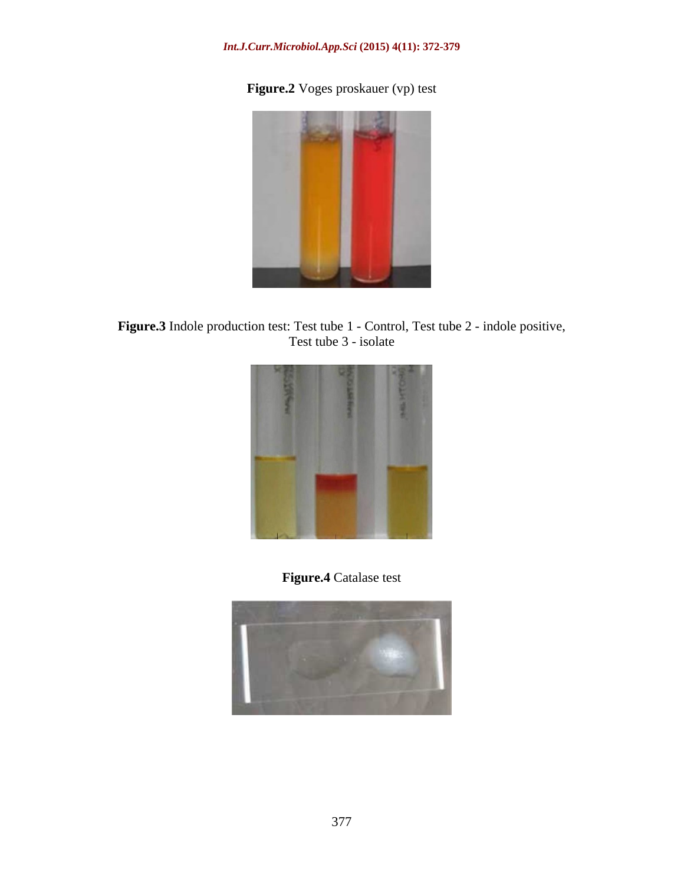**Figure.2** Voges proskauer (vp) test

**Figure.3** Indole production test: Test tube 1 - Control, Test tube 2 - indole positive, Test tube 3 - isolate

**Figure.4** Catalase test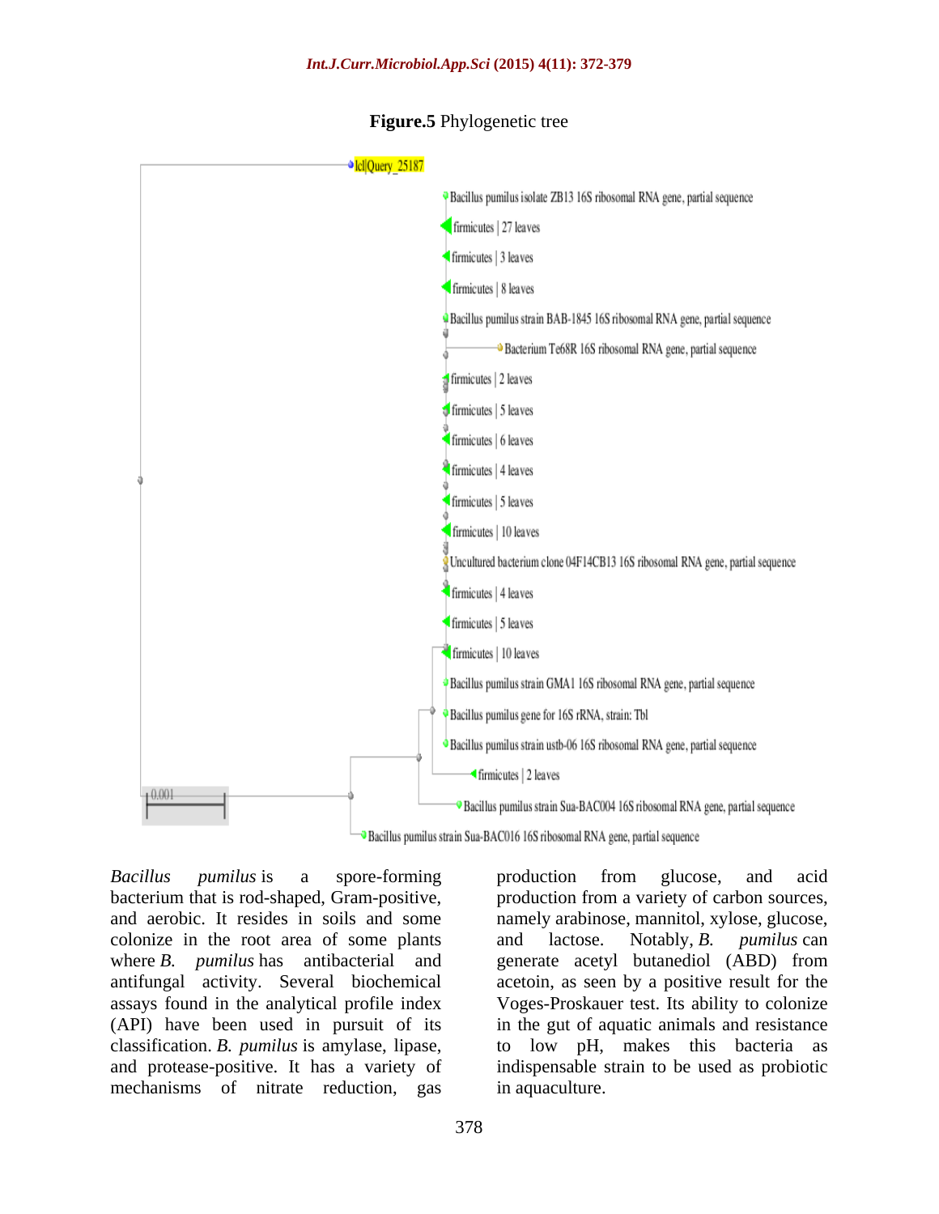**Figure.5** Phylogenetic tree

lcl|Query_25187

Bacillus pumilus isolate ZB13 16S ribosomal RNA gene, partial sequence

firmicutes | 27 leaves

firmicutes | 3 leaves

firmicutes | 8 leaves

Bacillus pumilus strain BAB-1845 16S ribosomal RNA gene, partial sequence

Bacterium Te68R 16S ribosomal RNA gene, partial sequence

firmicutes | 2 leaves

firmicutes | 5 leaves

firmicutes | 6 leaves

firmicutes | 4 leaves

firmicutes | 5 leaves

firmicutes | 10 leaves

Uncultured bacterium clone 04F14CB13 16S ribosomal RNA gene, partial sequence

firmicutes | 4 leaves

firmicutes | 5 leaves

firmicutes | 10 leaves

Bacillus pumilus strain GMA1 16S ribosomal RNA gene, partial sequence

Bacillus pumilus gene for 16S rRNA, strain: Tbl

Bacillus pumilus strain ustb-06 16S ribosomal RNA gene, partial sequence

firmicutes | 2 leaves

0.001

Bacillus pumilus strain Sua-BAC004 16S ribosomal RNA gene, partial sequence

Bacillus pumilus strain Sua-BAC016 16S ribosomal RNA gene, partial sequence

*Bacillus pumilus* is a spore-forming bacterium that is rod-shaped, Gram-positive, and aerobic. It resides in soils and some colonize in the root area of some plants where *B. pumilus* has antibacterial and antifungal activity. Several biochemical assays found in the analytical profile index (API) have been used in pursuit of its classification. *B. pumilus* is amylase, lipase, and protease-positive. It has a variety of mechanisms of nitrate reduction, gas production from glucose, and acid production from a variety of carbon sources, namely arabinose, mannitol, xylose, glucose, and lactose. Notably, *B. pumilus* can generate acetyl butanediol (ABD) from acetoin, as seen by a positive result for the Voges-Proskauer test. Its ability to colonize in the gut of aquatic animals and resistance to low pH, makes this bacteria as indispensable strain to be used as probiotic in aquaculture.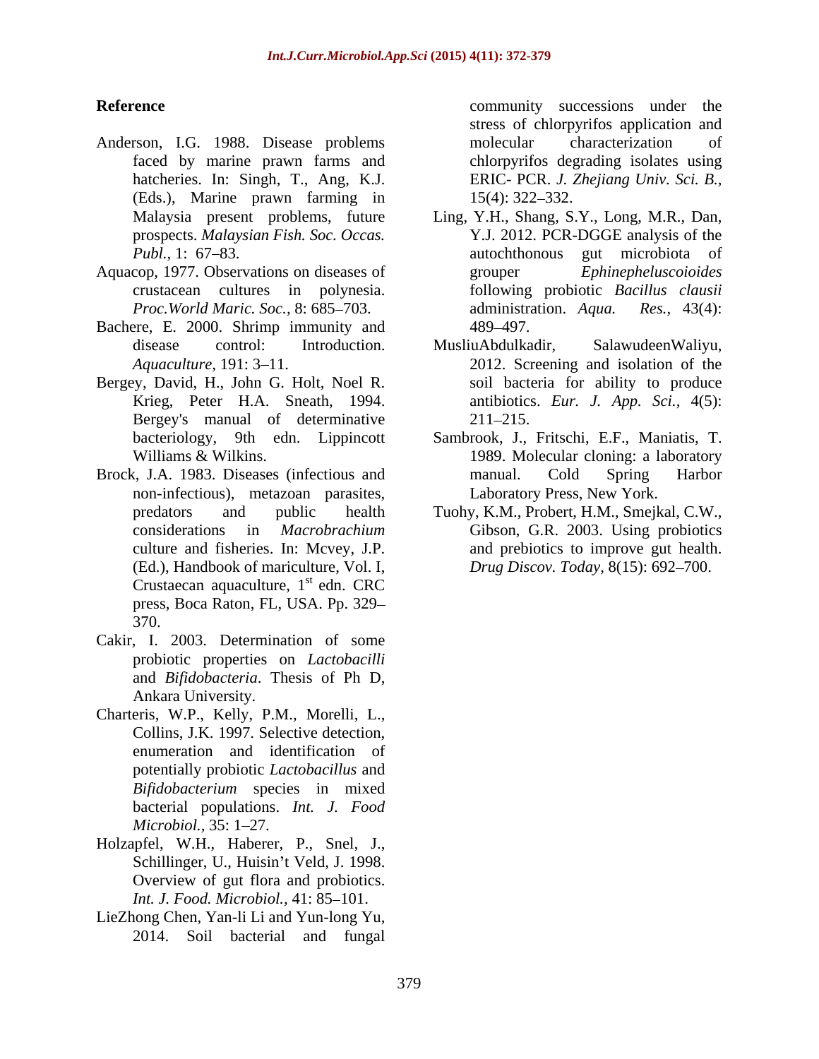**Reference**

Anderson, I.G. 1988. Disease problems faced by marine prawn farms and hatcheries. In: Singh, T., Ang, K.J. (Eds.), Marine prawn farming in Malaysia present problems, future prospects. *Malaysian Fish. Soc. Occas. Publ.,* 1: 67–83.

Aquacop, 1977. Observations on diseases of crustacean cultures in polynesia. *Proc.World Maric. Soc.,* 8: 685–703.

Bachere, E. 2000. Shrimp immunity and disease control: Introduction. *Aquaculture,* 191: 3–11.

Bergey, David, H., John G. Holt, Noel R. Krieg, Peter H.A. Sneath, 1994. Bergey's manual of determinative bacteriology, 9th edn. Lippincott Williams & Wilkins.

Brock, J.A. 1983. Diseases (infectious and non-infectious), metazoan parasites, predators and public health considerations in *Macrobrachium* culture and fisheries. In: Mcvey, J.P. (Ed.), Handbook of mariculture, Vol. I, Crustaecan aquaculture, 1st edn. CRC press, Boca Raton, FL, USA. Pp. 329–370.

Cakir, I. 2003. Determination of some probiotic properties on *Lactobacilli* and *Bifidobacteria*. Thesis of Ph D, Ankara University.

Charteris, W.P., Kelly, P.M., Morelli, L., Collins, J.K. 1997. Selective detection, enumeration and identification of potentially probiotic *Lactobacillus* and *Bifidobacterium* species in mixed bacterial populations. *Int. J. Food Microbiol.,* 35: 1–27.

Holzapfel, W.H., Haberer, P., Snel, J., Schillinger, U., Huisin't Veld, J. 1998. Overview of gut flora and probiotics. *Int. J. Food. Microbiol.,* 41: 85–101.

LieZhong Chen, Yan-li Li and Yun-long Yu, 2014. Soil bacterial and fungal community successions under the stress of chlorpyrifos application and molecular characterization of chlorpyrifos degrading isolates using ERIC- PCR. *J. Zhejiang Univ. Sci. B.,* 15(4): 322–332.

Ling, Y.H., Shang, S.Y., Long, M.R., Dan, Y.J. 2012. PCR-DGGE analysis of the autochthonous gut microbiota of grouper *Ephinepheluscoioides* following probiotic *Bacillus clausii* administration. *Aqua. Res.,* 43(4): 489–497.

MusliuAbdulkadir, SalawudeenWaliyu, 2012. Screening and isolation of the soil bacteria for ability to produce antibiotics. *Eur. J. App. Sci.,* 4(5): 211–215.

Sambrook, J., Fritschi, E.F., Maniatis, T. 1989. Molecular cloning: a laboratory manual. Cold Spring Harbor Laboratory Press, New York.

Tuohy, K.M., Probert, H.M., Smejkal, C.W., Gibson, G.R. 2003. Using probiotics and prebiotics to improve gut health. *Drug Discov. Today,* 8(15): 692–700.